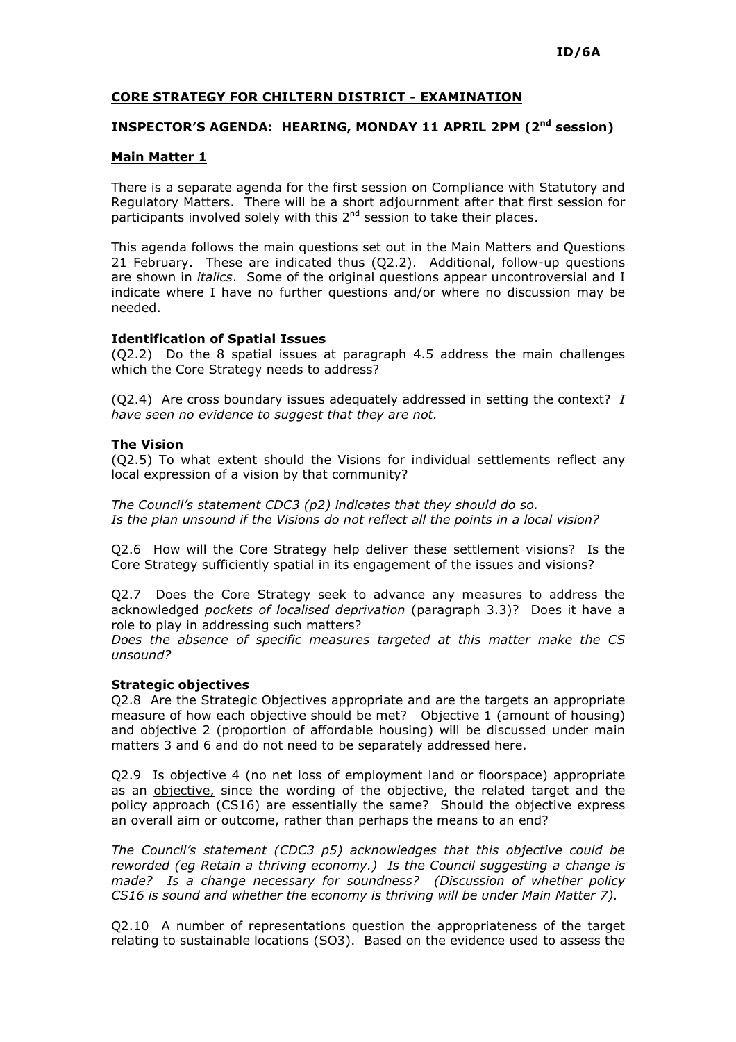**ID/6A**

## CORE STRATEGY FOR CHILTERN DISTRICT - EXAMINATION

### INSPECTOR'S AGENDA: HEARING, MONDAY 11 APRIL 2PM (2nd session)

**Main Matter 1**

There is a separate agenda for the first session on Compliance with Statutory and Regulatory Matters. There will be a short adjournment after that first session for participants involved solely with this 2nd session to take their places.

This agenda follows the main questions set out in the Main Matters and Questions 21 February. These are indicated thus (Q2.2). Additional, follow-up questions are shown in *italics*. Some of the original questions appear uncontroversial and I indicate where I have no further questions and/or where no discussion may be needed.

**Identification of Spatial Issues**

(Q2.2) Do the 8 spatial issues at paragraph 4.5 address the main challenges which the Core Strategy needs to address?

(Q2.4) Are cross boundary issues adequately addressed in setting the context? *I have seen no evidence to suggest that they are not.*

**The Vision**

(Q2.5) To what extent should the Visions for individual settlements reflect any local expression of a vision by that community?

*The Council's statement CDC3 (p2) indicates that they should do so.*
*Is the plan unsound if the Visions do not reflect all the points in a local vision?*

Q2.6 How will the Core Strategy help deliver these settlement visions? Is the Core Strategy sufficiently spatial in its engagement of the issues and visions?

Q2.7 Does the Core Strategy seek to advance any measures to address the acknowledged *pockets of localised deprivation* (paragraph 3.3)? Does it have a role to play in addressing such matters?
*Does the absence of specific measures targeted at this matter make the CS unsound?*

**Strategic objectives**

Q2.8 Are the Strategic Objectives appropriate and are the targets an appropriate measure of how each objective should be met? Objective 1 (amount of housing) and objective 2 (proportion of affordable housing) will be discussed under main matters 3 and 6 and do not need to be separately addressed here.

Q2.9 Is objective 4 (no net loss of employment land or floorspace) appropriate as an objective, since the wording of the objective, the related target and the policy approach (CS16) are essentially the same? Should the objective express an overall aim or outcome, rather than perhaps the means to an end?

*The Council's statement (CDC3 p5) acknowledges that this objective could be reworded (eg Retain a thriving economy.) Is the Council suggesting a change is made? Is a change necessary for soundness? (Discussion of whether policy CS16 is sound and whether the economy is thriving will be under Main Matter 7).*

Q2.10 A number of representations question the appropriateness of the target relating to sustainable locations (SO3). Based on the evidence used to assess the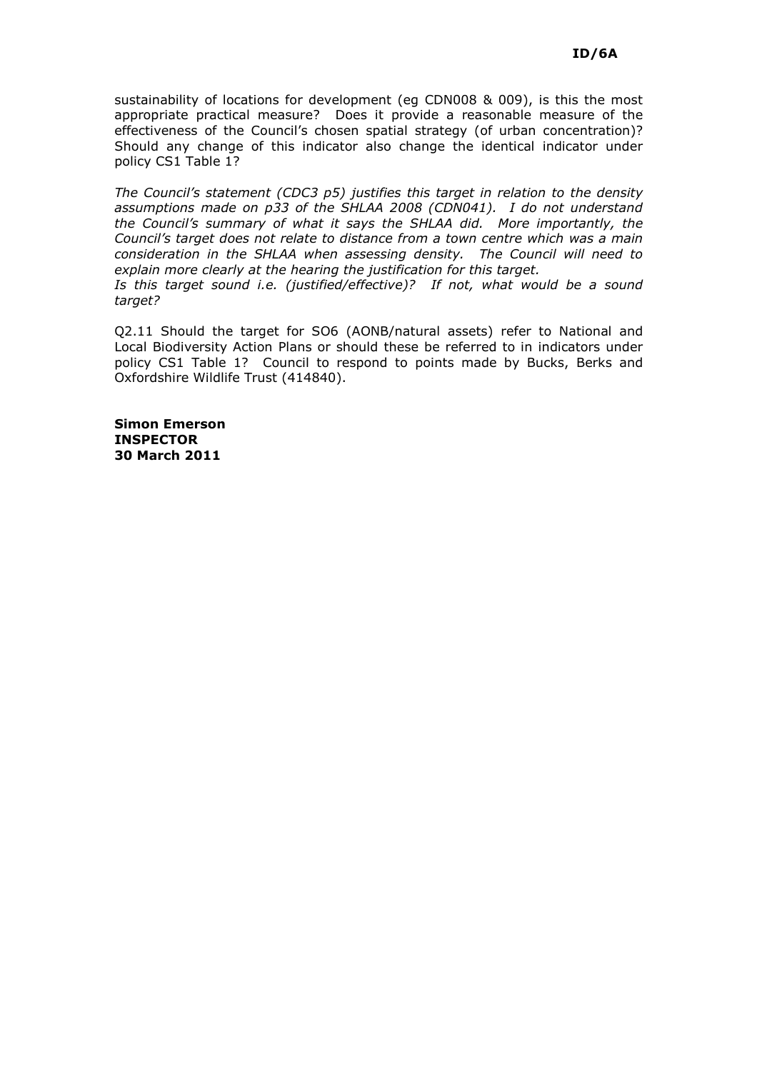sustainability of locations for development (eg CDN008 & 009), is this the most appropriate practical measure? Does it provide a reasonable measure of the effectiveness of the Council's chosen spatial strategy (of urban concentration)? Should any change of this indicator also change the identical indicator under policy CS1 Table 1?

*The Council's statement (CDC3 p5) justifies this target in relation to the density assumptions made on p33 of the SHLAA 2008 (CDN041). I do not understand the Council's summary of what it says the SHLAA did. More importantly, the Council's target does not relate to distance from a town centre which was a main consideration in the SHLAA when assessing density. The Council will need to explain more clearly at the hearing the justification for this target.*
*Is this target sound i.e. (justified/effective)? If not, what would be a sound target?*

Q2.11 Should the target for SO6 (AONB/natural assets) refer to National and Local Biodiversity Action Plans or should these be referred to in indicators under policy CS1 Table 1? Council to respond to points made by Bucks, Berks and Oxfordshire Wildlife Trust (414840).

**Simon Emerson**
**INSPECTOR**
**30 March 2011**